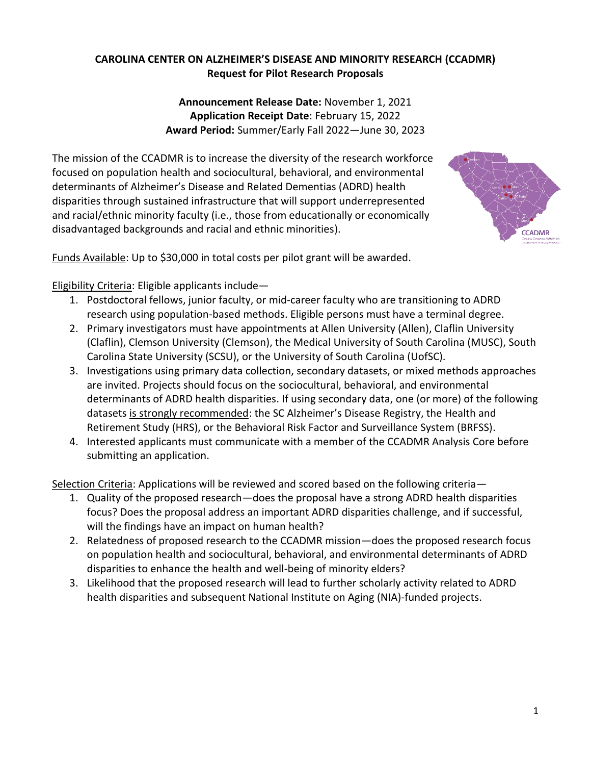**CAROLINA CENTER ON ALZHEIMER'S DISEASE AND MINORITY RESEARCH (CCADMR)**
**Request for Pilot Research Proposals**

**Announcement Release Date:** November 1, 2021
**Application Receipt Date**: February 15, 2022
**Award Period:** Summer/Early Fall 2022—June 30, 2023

The mission of the CCADMR is to increase the diversity of the research workforce focused on population health and sociocultural, behavioral, and environmental determinants of Alzheimer's Disease and Related Dementias (ADRD) health disparities through sustained infrastructure that will support underrepresented and racial/ethnic minority faculty (i.e., those from educationally or economically disadvantaged backgrounds and racial and ethnic minorities).

Funds Available: Up to $30,000 in total costs per pilot grant will be awarded.

Eligibility Criteria: Eligible applicants include—

1. Postdoctoral fellows, junior faculty, or mid-career faculty who are transitioning to ADRD research using population-based methods. Eligible persons must have a terminal degree.
2. Primary investigators must have appointments at Allen University (Allen), Claflin University (Claflin), Clemson University (Clemson), the Medical University of South Carolina (MUSC), South Carolina State University (SCSU), or the University of South Carolina (UofSC).
3. Investigations using primary data collection, secondary datasets, or mixed methods approaches are invited. Projects should focus on the sociocultural, behavioral, and environmental determinants of ADRD health disparities. If using secondary data, one (or more) of the following datasets is strongly recommended: the SC Alzheimer's Disease Registry, the Health and Retirement Study (HRS), or the Behavioral Risk Factor and Surveillance System (BRFSS).
4. Interested applicants must communicate with a member of the CCADMR Analysis Core before submitting an application.

Selection Criteria: Applications will be reviewed and scored based on the following criteria—

1. Quality of the proposed research—does the proposal have a strong ADRD health disparities focus? Does the proposal address an important ADRD disparities challenge, and if successful, will the findings have an impact on human health?
2. Relatedness of proposed research to the CCADMR mission—does the proposed research focus on population health and sociocultural, behavioral, and environmental determinants of ADRD disparities to enhance the health and well-being of minority elders?
3. Likelihood that the proposed research will lead to further scholarly activity related to ADRD health disparities and subsequent National Institute on Aging (NIA)-funded projects.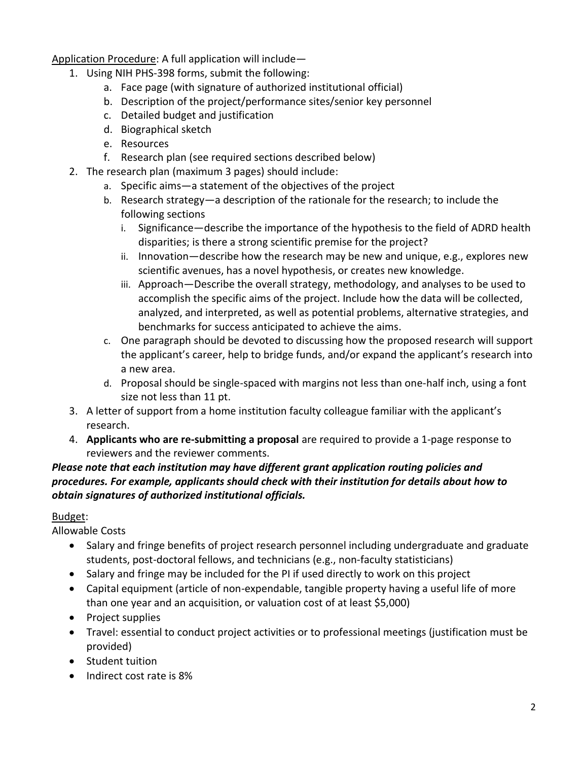<u>Application Procedure</u>: A full application will include—

1. Using NIH PHS-398 forms, submit the following:
   a. Face page (with signature of authorized institutional official)
   b. Description of the project/performance sites/senior key personnel
   c. Detailed budget and justification
   d. Biographical sketch
   e. Resources
   f. Research plan (see required sections described below)
2. The research plan (maximum 3 pages) should include:
   a. Specific aims—a statement of the objectives of the project
   b. Research strategy—a description of the rationale for the research; to include the following sections
      i. Significance—describe the importance of the hypothesis to the field of ADRD health disparities; is there a strong scientific premise for the project?
      ii. Innovation—describe how the research may be new and unique, e.g., explores new scientific avenues, has a novel hypothesis, or creates new knowledge.
      iii. Approach—Describe the overall strategy, methodology, and analyses to be used to accomplish the specific aims of the project. Include how the data will be collected, analyzed, and interpreted, as well as potential problems, alternative strategies, and benchmarks for success anticipated to achieve the aims.
   c. One paragraph should be devoted to discussing how the proposed research will support the applicant's career, help to bridge funds, and/or expand the applicant's research into a new area.
   d. Proposal should be single-spaced with margins not less than one-half inch, using a font size not less than 11 pt.
3. A letter of support from a home institution faculty colleague familiar with the applicant's research.
4. **Applicants who are re-submitting a proposal** are required to provide a 1-page response to reviewers and the reviewer comments.

***Please note that each institution may have different grant application routing policies and procedures. For example, applicants should check with their institution for details about how to obtain signatures of authorized institutional officials.***

<u>Budget</u>:

Allowable Costs

- Salary and fringe benefits of project research personnel including undergraduate and graduate students, post-doctoral fellows, and technicians (e.g., non-faculty statisticians)
- Salary and fringe may be included for the PI if used directly to work on this project
- Capital equipment (article of non-expendable, tangible property having a useful life of more than one year and an acquisition, or valuation cost of at least $5,000)
- Project supplies
- Travel: essential to conduct project activities or to professional meetings (justification must be provided)
- Student tuition
- Indirect cost rate is 8%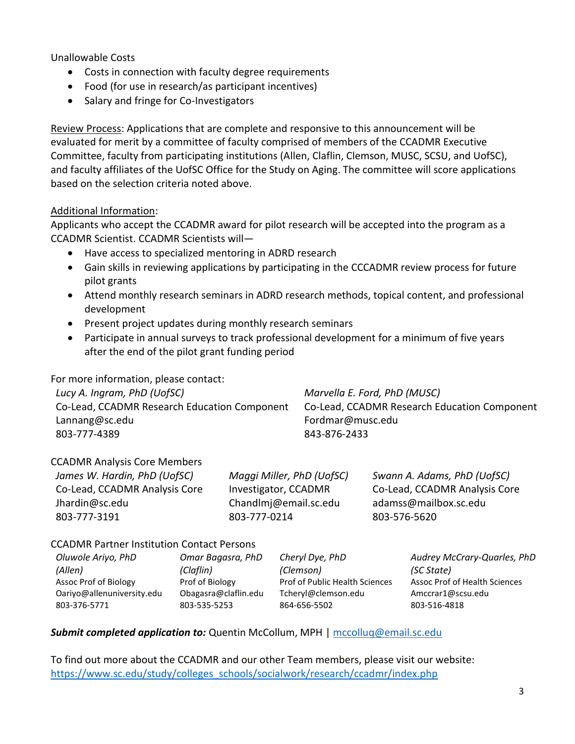Unallowable Costs

- Costs in connection with faculty degree requirements
- Food (for use in research/as participant incentives)
- Salary and fringe for Co-Investigators

Review Process: Applications that are complete and responsive to this announcement will be evaluated for merit by a committee of faculty comprised of members of the CCADMR Executive Committee, faculty from participating institutions (Allen, Claflin, Clemson, MUSC, SCSU, and UofSC), and faculty affiliates of the UofSC Office for the Study on Aging. The committee will score applications based on the selection criteria noted above.

Additional Information:
Applicants who accept the CCADMR award for pilot research will be accepted into the program as a CCADMR Scientist. CCADMR Scientists will—

- Have access to specialized mentoring in ADRD research
- Gain skills in reviewing applications by participating in the CCCADMR review process for future pilot grants
- Attend monthly research seminars in ADRD research methods, topical content, and professional development
- Present project updates during monthly research seminars
- Participate in annual surveys to track professional development for a minimum of five years after the end of the pilot grant funding period

For more information, please contact:

*Lucy A. Ingram, PhD (UofSC)*
Co-Lead, CCADMR Research Education Component
Lannang@sc.edu
803-777-4389

*Marvella E. Ford, PhD (MUSC)*
Co-Lead, CCADMR Research Education Component
Fordmar@musc.edu
843-876-2433

CCADMR Analysis Core Members

*James W. Hardin, PhD (UofSC)*
Co-Lead, CCADMR Analysis Core
Jhardin@sc.edu
803-777-3191

*Maggi Miller, PhD (UofSC)*
Investigator, CCADMR
Chandlmj@email.sc.edu
803-777-0214

*Swann A. Adams, PhD (UofSC)*
Co-Lead, CCADMR Analysis Core
adamss@mailbox.sc.edu
803-576-5620

CCADMR Partner Institution Contact Persons

*Oluwole Ariyo, PhD (Allen)*
Assoc Prof of Biology
Oariyo@allenuniversity.edu
803-376-5771

*Omar Bagasra, PhD (Claflin)*
Prof of Biology
Obagasra@claflin.edu
803-535-5253

*Cheryl Dye, PhD (Clemson)*
Prof of Public Health Sciences
Tcheryl@clemson.edu
864-656-5502

*Audrey McCrary-Quarles, PhD (SC State)*
Assoc Prof of Health Sciences
Amccrar1@scsu.edu
803-516-4818

***Submit completed application to:*** Quentin McCollum, MPH | mccolluq@email.sc.edu

To find out more about the CCADMR and our other Team members, please visit our website:
https://www.sc.edu/study/colleges_schools/socialwork/research/ccadmr/index.php